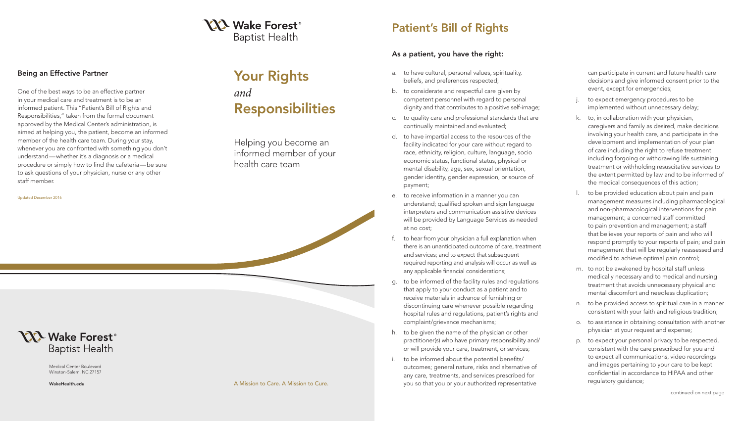# Your Rights *and* Responsibilities

Helping you become an informed member of your health care team

Wake Forest® Baptist Health

## Being an Effective Partner

One of the best ways to be an effective partner in your medical care and treatment is to be an informed patient. This "Patient's Bill of Rights and Responsibilities," taken from the formal document approved by the Medical Center's administration, is aimed at helping you, the patient, become an informed member of the health care team. During your stay, whenever you are confronted with something you don't understand—whether it's a diagnosis or a medical procedure or simply how to find the cafeteria—be sure to ask questions of your physician, nurse or any other staff member.

Updated December 2016

Wake Forest® Baptist Health

Medical Center Boulevard
Winston-Salem, NC 27157

WakeHealth.edu

A Mission to Care. A Mission to Cure.

## Patient's Bill of Rights

### As a patient, you have the right:

a. to have cultural, personal values, spirituality, beliefs, and preferences respected;

b. to considerate and respectful care given by competent personnel with regard to personal dignity and that contributes to a positive self-image;

c. to quality care and professional standards that are continually maintained and evaluated;

d. to have impartial access to the resources of the facility indicated for your care without regard to race, ethnicity, religion, culture, language, socio economic status, functional status, physical or mental disability, age, sex, sexual orientation, gender identity, gender expression, or source of payment;

e. to receive information in a manner you can understand; qualified spoken and sign language interpreters and communication assistive devices will be provided by Language Services as needed at no cost;

f. to hear from your physician a full explanation when there is an unanticipated outcome of care, treatment and services; and to expect that subsequent required reporting and analysis will occur as well as any applicable financial considerations;

g. to be informed of the facility rules and regulations that apply to your conduct as a patient and to receive materials in advance of furnishing or discontinuing care whenever possible regarding hospital rules and regulations, patient's rights and complaint/grievance mechanisms;

h. to be given the name of the physician or other practitioner(s) who have primary responsibility and/or will provide your care, treatment, or services;

i. to be informed about the potential benefits/outcomes; general nature, risks and alternative of any care, treatments, and services prescribed for you so that you or your authorized representative can participate in current and future health care decisions and give informed consent prior to the event, except for emergencies;

j. to expect emergency procedures to be implemented without unnecessary delay;

k. to, in collaboration with your physician, caregivers and family as desired, make decisions involving your health care, and participate in the development and implementation of your plan of care including the right to refuse treatment including forgoing or withdrawing life sustaining treatment or withholding resuscitative services to the extent permitted by law and to be informed of the medical consequences of this action;

l. to be provided education about pain and pain management measures including pharmacological and non-pharmacological interventions for pain management; a concerned staff committed to pain prevention and management; a staff that believes your reports of pain and who will respond promptly to your reports of pain; and pain management that will be regularly reassessed and modified to achieve optimal pain control;

m. to not be awakened by hospital staff unless medically necessary and to medical and nursing treatment that avoids unnecessary physical and mental discomfort and needless duplication;

n. to be provided access to spiritual care in a manner consistent with your faith and religious tradition;

o. to assistance in obtaining consultation with another physician at your request and expense;

p. to expect your personal privacy to be respected, consistent with the care prescribed for you and to expect all communications, video recordings and images pertaining to your care to be kept confidential in accordance to HIPAA and other regulatory guidance;

continued on next page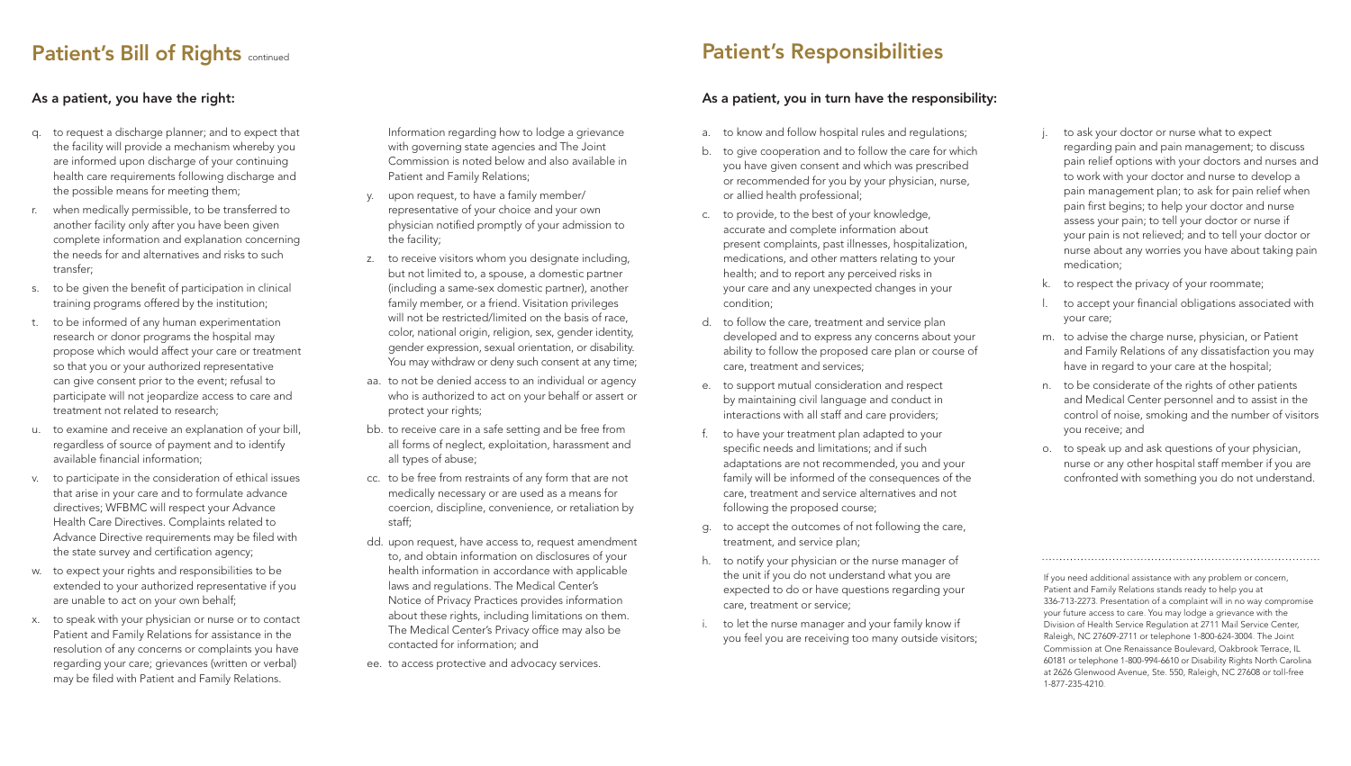## Patient's Bill of Rights continued

### As a patient, you have the right:

q. to request a discharge planner; and to expect that the facility will provide a mechanism whereby you are informed upon discharge of your continuing health care requirements following discharge and the possible means for meeting them;

r. when medically permissible, to be transferred to another facility only after you have been given complete information and explanation concerning the needs for and alternatives and risks to such transfer;

s. to be given the benefit of participation in clinical training programs offered by the institution;

t. to be informed of any human experimentation research or donor programs the hospital may propose which would affect your care or treatment so that you or your authorized representative can give consent prior to the event; refusal to participate will not jeopardize access to care and treatment not related to research;

u. to examine and receive an explanation of your bill, regardless of source of payment and to identify available financial information;

v. to participate in the consideration of ethical issues that arise in your care and to formulate advance directives; WFBMC will respect your Advance Health Care Directives. Complaints related to Advance Directive requirements may be filed with the state survey and certification agency;

w. to expect your rights and responsibilities to be extended to your authorized representative if you are unable to act on your own behalf;

x. to speak with your physician or nurse or to contact Patient and Family Relations for assistance in the resolution of any concerns or complaints you have regarding your care; grievances (written or verbal) may be filed with Patient and Family Relations.

Information regarding how to lodge a grievance with governing state agencies and The Joint Commission is noted below and also available in Patient and Family Relations;

y. upon request, to have a family member/ representative of your choice and your own physician notified promptly of your admission to the facility;

z. to receive visitors whom you designate including, but not limited to, a spouse, a domestic partner (including a same-sex domestic partner), another family member, or a friend. Visitation privileges will not be restricted/limited on the basis of race, color, national origin, religion, sex, gender identity, gender expression, sexual orientation, or disability. You may withdraw or deny such consent at any time;

aa. to not be denied access to an individual or agency who is authorized to act on your behalf or assert or protect your rights;

bb. to receive care in a safe setting and be free from all forms of neglect, exploitation, harassment and all types of abuse;

cc. to be free from restraints of any form that are not medically necessary or are used as a means for coercion, discipline, convenience, or retaliation by staff;

dd. upon request, have access to, request amendment to, and obtain information on disclosures of your health information in accordance with applicable laws and regulations. The Medical Center's Notice of Privacy Practices provides information about these rights, including limitations on them. The Medical Center's Privacy office may also be contacted for information; and

ee. to access protective and advocacy services.

## Patient's Responsibilities

### As a patient, you in turn have the responsibility:

a. to know and follow hospital rules and regulations;

b. to give cooperation and to follow the care for which you have given consent and which was prescribed or recommended for you by your physician, nurse, or allied health professional;

c. to provide, to the best of your knowledge, accurate and complete information about present complaints, past illnesses, hospitalization, medications, and other matters relating to your health; and to report any perceived risks in your care and any unexpected changes in your condition;

d. to follow the care, treatment and service plan developed and to express any concerns about your ability to follow the proposed care plan or course of care, treatment and services;

e. to support mutual consideration and respect by maintaining civil language and conduct in interactions with all staff and care providers;

f. to have your treatment plan adapted to your specific needs and limitations; and if such adaptations are not recommended, you and your family will be informed of the consequences of the care, treatment and service alternatives and not following the proposed course;

g. to accept the outcomes of not following the care, treatment, and service plan;

h. to notify your physician or the nurse manager of the unit if you do not understand what you are expected to do or have questions regarding your care, treatment or service;

i. to let the nurse manager and your family know if you feel you are receiving too many outside visitors;

j. to ask your doctor or nurse what to expect regarding pain and pain management; to discuss pain relief options with your doctors and nurses and to work with your doctor and nurse to develop a pain management plan; to ask for pain relief when pain first begins; to help your doctor and nurse assess your pain; to tell your doctor or nurse if your pain is not relieved; and to tell your doctor or nurse about any worries you have about taking pain medication;

k. to respect the privacy of your roommate;

l. to accept your financial obligations associated with your care;

m. to advise the charge nurse, physician, or Patient and Family Relations of any dissatisfaction you may have in regard to your care at the hospital;

n. to be considerate of the rights of other patients and Medical Center personnel and to assist in the control of noise, smoking and the number of visitors you receive; and

o. to speak up and ask questions of your physician, nurse or any other hospital staff member if you are confronted with something you do not understand.

---

If you need additional assistance with any problem or concern, Patient and Family Relations stands ready to help you at 336-713-2273. Presentation of a complaint will in no way compromise your future access to care. You may lodge a grievance with the Division of Health Service Regulation at 2711 Mail Service Center, Raleigh, NC 27609-2711 or telephone 1-800-624-3004. The Joint Commission at One Renaissance Boulevard, Oakbrook Terrace, IL 60181 or telephone 1-800-994-6610 or Disability Rights North Carolina at 2626 Glenwood Avenue, Ste. 550, Raleigh, NC 27608 or toll-free 1-877-235-4210.